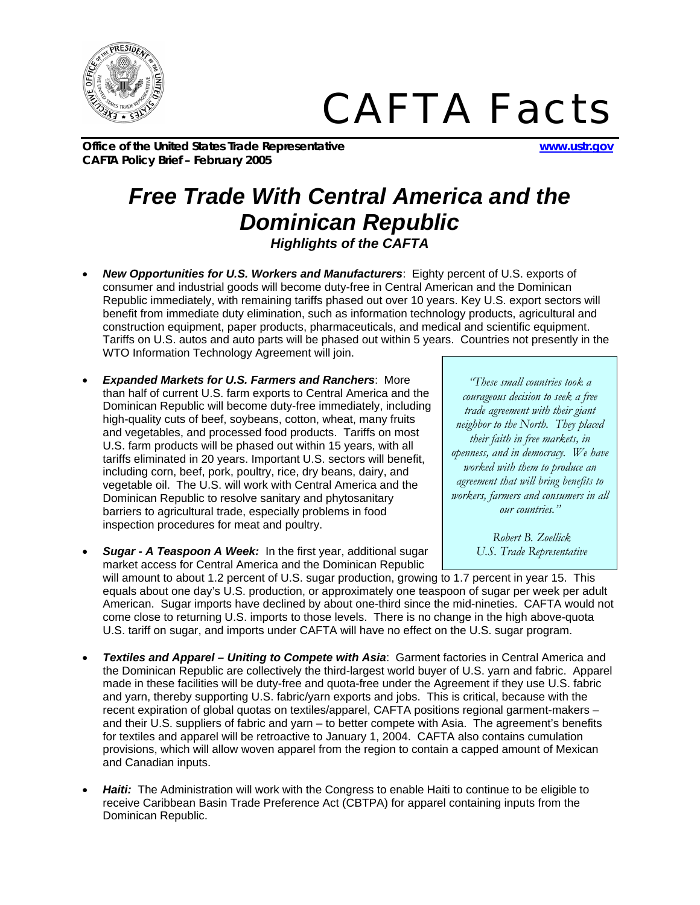# CAFTA Facts

**Office of the United States Trade Representative** **www.ustr.gov**
**CAFTA Policy Brief – February 2005**

# *Free Trade With Central America and the Dominican Republic*

### *Highlights of the CAFTA*

- ***New Opportunities for U.S. Workers and Manufacturers***: Eighty percent of U.S. exports of consumer and industrial goods will become duty-free in Central American and the Dominican Republic immediately, with remaining tariffs phased out over 10 years. Key U.S. export sectors will benefit from immediate duty elimination, such as information technology products, agricultural and construction equipment, paper products, pharmaceuticals, and medical and scientific equipment. Tariffs on U.S. autos and auto parts will be phased out within 5 years. Countries not presently in the WTO Information Technology Agreement will join.

- ***Expanded Markets for U.S. Farmers and Ranchers***: More than half of current U.S. farm exports to Central America and the Dominican Republic will become duty-free immediately, including high-quality cuts of beef, soybeans, cotton, wheat, many fruits and vegetables, and processed food products. Tariffs on most U.S. farm products will be phased out within 15 years, with all tariffs eliminated in 20 years. Important U.S. sectors will benefit, including corn, beef, pork, poultry, rice, dry beans, dairy, and vegetable oil. The U.S. will work with Central America and the Dominican Republic to resolve sanitary and phytosanitary barriers to agricultural trade, especially problems in food inspection procedures for meat and poultry.

> *"These small countries took a courageous decision to seek a free trade agreement with their giant neighbor to the North. They placed their faith in free markets, in openness, and in democracy. We have worked with them to produce an agreement that will bring benefits to workers, farmers and consumers in all our countries."*
>
> *Robert B. Zoellick*
> *U.S. Trade Representative*

- ***Sugar - A Teaspoon A Week:*** In the first year, additional sugar market access for Central America and the Dominican Republic will amount to about 1.2 percent of U.S. sugar production, growing to 1.7 percent in year 15. This equals about one day's U.S. production, or approximately one teaspoon of sugar per week per adult American. Sugar imports have declined by about one-third since the mid-nineties. CAFTA would not come close to returning U.S. imports to those levels. There is no change in the high above-quota U.S. tariff on sugar, and imports under CAFTA will have no effect on the U.S. sugar program.

- ***Textiles and Apparel – Uniting to Compete with Asia***: Garment factories in Central America and the Dominican Republic are collectively the third-largest world buyer of U.S. yarn and fabric. Apparel made in these facilities will be duty-free and quota-free under the Agreement if they use U.S. fabric and yarn, thereby supporting U.S. fabric/yarn exports and jobs. This is critical, because with the recent expiration of global quotas on textiles/apparel, CAFTA positions regional garment-makers – and their U.S. suppliers of fabric and yarn – to better compete with Asia. The agreement's benefits for textiles and apparel will be retroactive to January 1, 2004. CAFTA also contains cumulation provisions, which will allow woven apparel from the region to contain a capped amount of Mexican and Canadian inputs.

- ***Haiti:*** The Administration will work with the Congress to enable Haiti to continue to be eligible to receive Caribbean Basin Trade Preference Act (CBTPA) for apparel containing inputs from the Dominican Republic.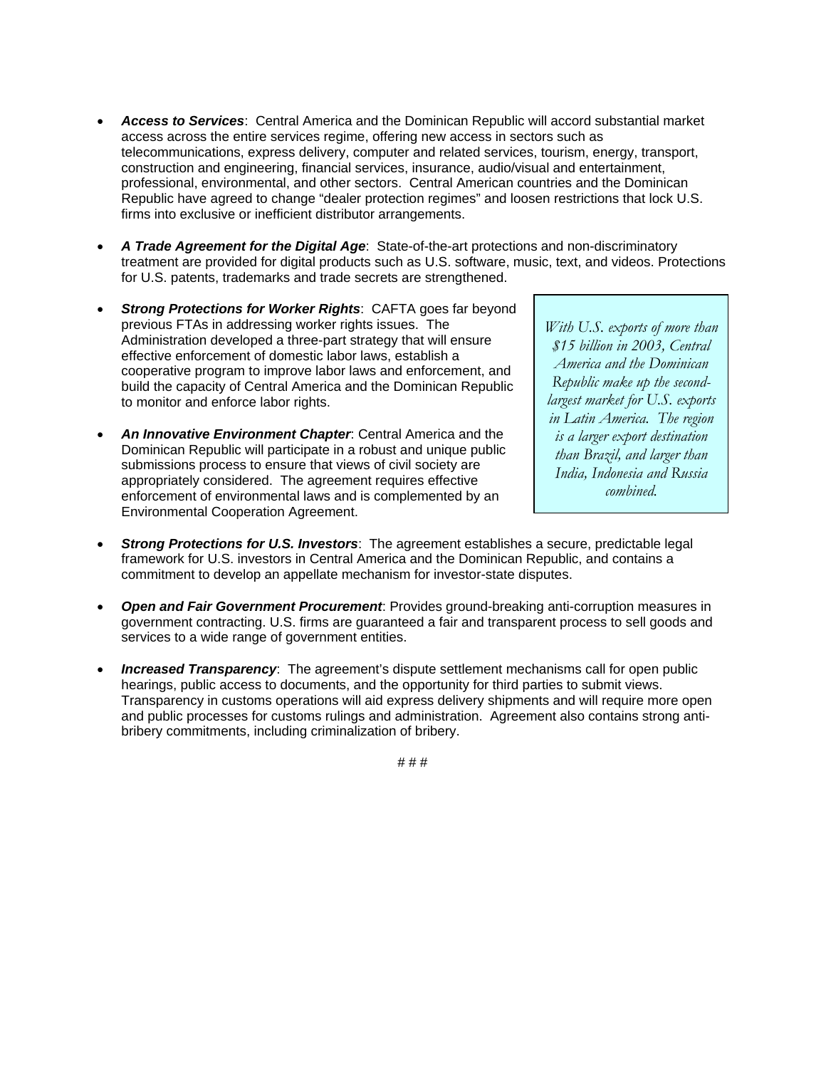- ***Access to Services***: Central America and the Dominican Republic will accord substantial market access across the entire services regime, offering new access in sectors such as telecommunications, express delivery, computer and related services, tourism, energy, transport, construction and engineering, financial services, insurance, audio/visual and entertainment, professional, environmental, and other sectors. Central American countries and the Dominican Republic have agreed to change "dealer protection regimes" and loosen restrictions that lock U.S. firms into exclusive or inefficient distributor arrangements.

- ***A Trade Agreement for the Digital Age***: State-of-the-art protections and non-discriminatory treatment are provided for digital products such as U.S. software, music, text, and videos. Protections for U.S. patents, trademarks and trade secrets are strengthened.

- ***Strong Protections for Worker Rights***: CAFTA goes far beyond previous FTAs in addressing worker rights issues. The Administration developed a three-part strategy that will ensure effective enforcement of domestic labor laws, establish a cooperative program to improve labor laws and enforcement, and build the capacity of Central America and the Dominican Republic to monitor and enforce labor rights.

- ***An Innovative Environment Chapter***: Central America and the Dominican Republic will participate in a robust and unique public submissions process to ensure that views of civil society are appropriately considered. The agreement requires effective enforcement of environmental laws and is complemented by an Environmental Cooperation Agreement.

*With U.S. exports of more than $15 billion in 2003, Central America and the Dominican Republic make up the second-largest market for U.S. exports in Latin America. The region is a larger export destination than Brazil, and larger than India, Indonesia and Russia combined.*

- ***Strong Protections for U.S. Investors***: The agreement establishes a secure, predictable legal framework for U.S. investors in Central America and the Dominican Republic, and contains a commitment to develop an appellate mechanism for investor-state disputes.

- ***Open and Fair Government Procurement***: Provides ground-breaking anti-corruption measures in government contracting. U.S. firms are guaranteed a fair and transparent process to sell goods and services to a wide range of government entities.

- ***Increased Transparency***: The agreement's dispute settlement mechanisms call for open public hearings, public access to documents, and the opportunity for third parties to submit views. Transparency in customs operations will aid express delivery shipments and will require more open and public processes for customs rulings and administration. Agreement also contains strong anti-bribery commitments, including criminalization of bribery.

# # #